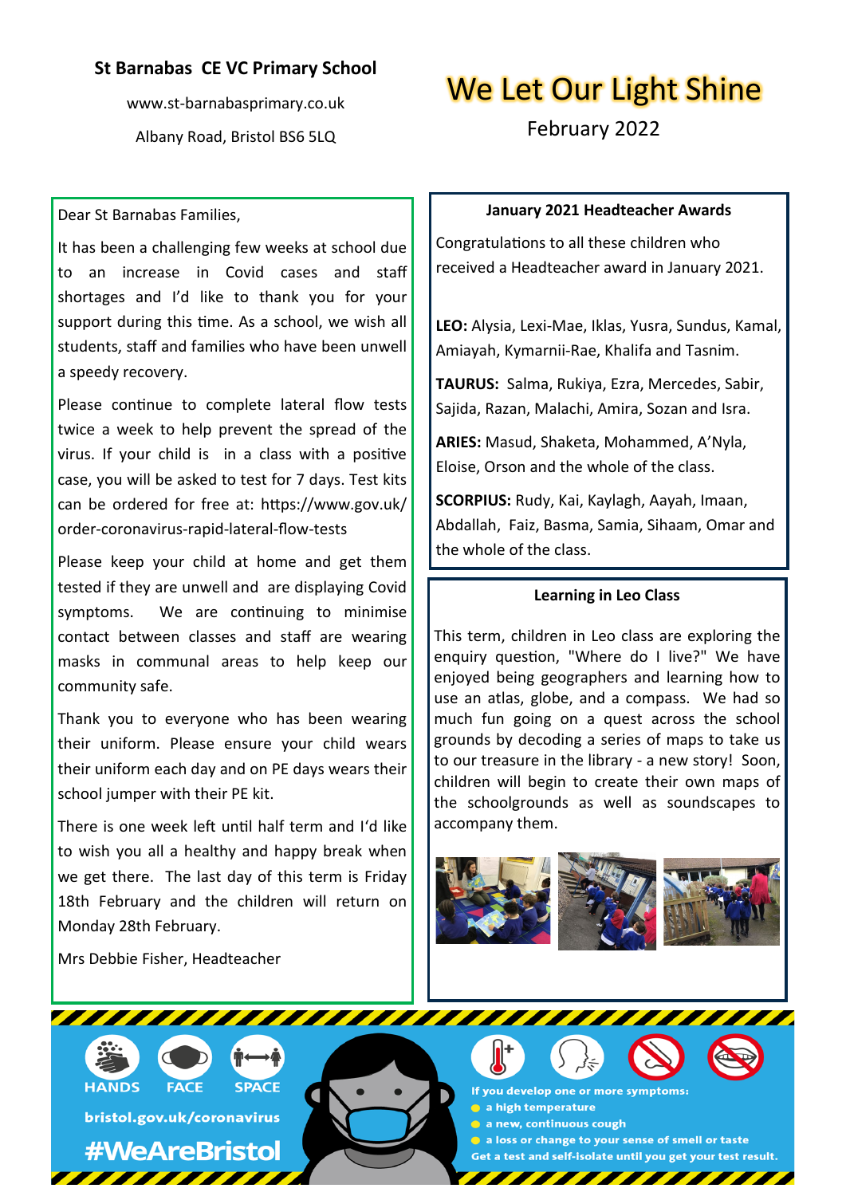**St Barnabas CE VC Primary School**

www.st-barnabasprimary.co.uk

Albany Road, Bristol BS6 5LQ

# We Let Our Light Shine

February 2022

Dear St Barnabas Families,

It has been a challenging few weeks at school due to an increase in Covid cases and staff shortages and I'd like to thank you for your support during this time. As a school, we wish all students, staff and families who have been unwell a speedy recovery.

Please continue to complete lateral flow tests twice a week to help prevent the spread of the virus. If your child is in a class with a positive case, you will be asked to test for 7 days. Test kits can be ordered for free at: https://www.gov.uk/order-coronavirus-rapid-lateral-flow-tests

Please keep your child at home and get them tested if they are unwell and are displaying Covid symptoms. We are continuing to minimise contact between classes and staff are wearing masks in communal areas to help keep our community safe.

Thank you to everyone who has been wearing their uniform. Please ensure your child wears their uniform each day and on PE days wears their school jumper with their PE kit.

There is one week left until half term and I'd like to wish you all a healthy and happy break when we get there. The last day of this term is Friday 18th February and the children will return on Monday 28th February.

Mrs Debbie Fisher, Headteacher

### January 2021 Headteacher Awards

Congratulations to all these children who received a Headteacher award in January 2021.

**LEO:** Alysia, Lexi-Mae, Iklas, Yusra, Sundus, Kamal, Amiayah, Kymarnii-Rae, Khalifa and Tasnim.

**TAURUS:** Salma, Rukiya, Ezra, Mercedes, Sabir, Sajida, Razan, Malachi, Amira, Sozan and Isra.

**ARIES:** Masud, Shaketa, Mohammed, A'Nyla, Eloise, Orson and the whole of the class.

**SCORPIUS:** Rudy, Kai, Kaylagh, Aayah, Imaan, Abdallah, Faiz, Basma, Samia, Sihaam, Omar and the whole of the class.

### Learning in Leo Class

This term, children in Leo class are exploring the enquiry question, "Where do I live?" We have enjoyed being geographers and learning how to use an atlas, globe, and a compass. We had so much fun going on a quest across the school grounds by decoding a series of maps to take us to our treasure in the library - a new story! Soon, children will begin to create their own maps of the schoolgrounds as well as soundscapes to accompany them.

HANDS FACE SPACE

bristol.gov.uk/coronavirus

#WeAreBristol

If you develop one or more symptoms:

- a high temperature
- a new, continuous cough
- a loss or change to your sense of smell or taste

Get a test and self-isolate until you get your test result.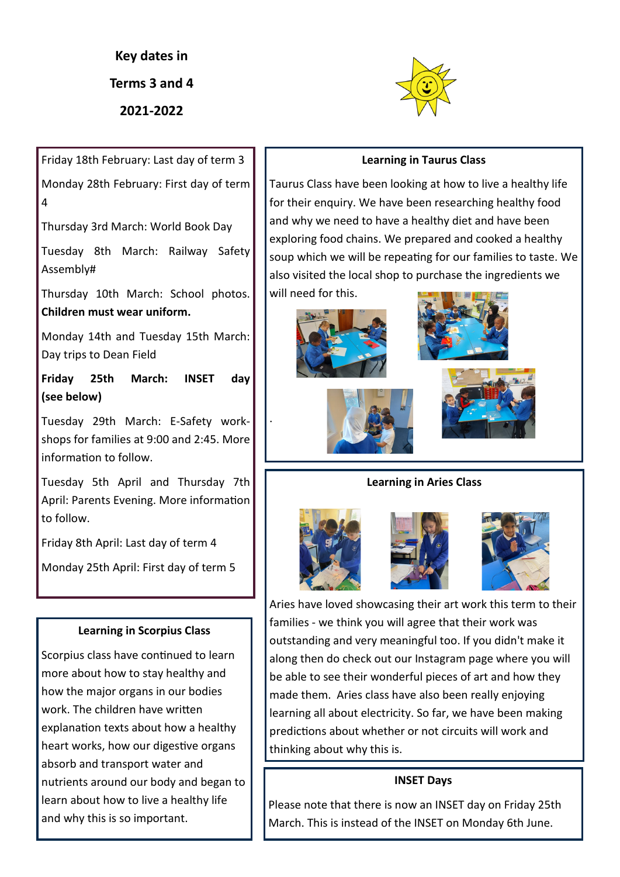# Key dates in Terms 3 and 4 2021-2022

Friday 18th February: Last day of term 3

Monday 28th February: First day of term 4

Thursday 3rd March: World Book Day

Tuesday 8th March: Railway Safety Assembly#

Thursday 10th March: School photos. **Children must wear uniform.**

Monday 14th and Tuesday 15th March: Day trips to Dean Field

**Friday 25th March: INSET day (see below)**

Tuesday 29th March: E-Safety work-shops for families at 9:00 and 2:45. More information to follow.

Tuesday 5th April and Thursday 7th April: Parents Evening. More information to follow.

Friday 8th April: Last day of term 4

Monday 25th April: First day of term 5

## Learning in Scorpius Class

Scorpius class have continued to learn more about how to stay healthy and how the major organs in our bodies work. The children have written explanation texts about how a healthy heart works, how our digestive organs absorb and transport water and nutrients around our body and began to learn about how to live a healthy life and why this is so important.

## Learning in Taurus Class

Taurus Class have been looking at how to live a healthy life for their enquiry. We have been researching healthy food and why we need to have a healthy diet and have been exploring food chains. We prepared and cooked a healthy soup which we will be repeating for our families to taste. We also visited the local shop to purchase the ingredients we will need for this.

.

## Learning in Aries Class

Aries have loved showcasing their art work this term to their families - we think you will agree that their work was outstanding and very meaningful too. If you didn't make it along then do check out our Instagram page where you will be able to see their wonderful pieces of art and how they made them. Aries class have also been really enjoying learning all about electricity. So far, we have been making predictions about whether or not circuits will work and thinking about why this is.

## INSET Days

Please note that there is now an INSET day on Friday 25th March. This is instead of the INSET on Monday 6th June.